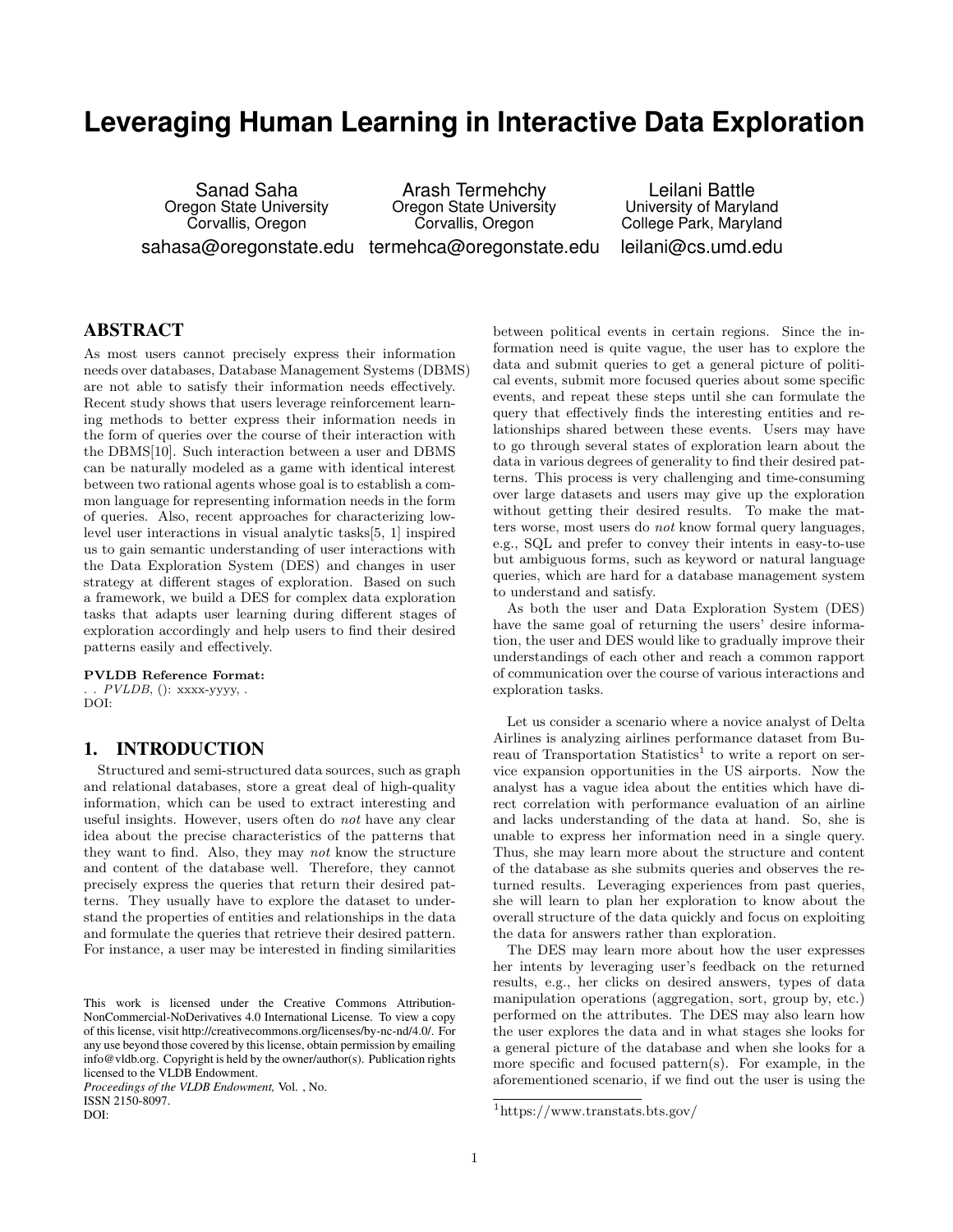# Leveraging Human Learning in Interactive Data Exploration

Sanad Saha
Oregon State University
Corvallis, Oregon
sahasa@oregonstate.edu

Arash Termehchy
Oregon State University
Corvallis, Oregon
termehca@oregonstate.edu

Leilani Battle
University of Maryland
College Park, Maryland
leilani@cs.umd.edu

## ABSTRACT

As most users cannot precisely express their information needs over databases, Database Management Systems (DBMS) are not able to satisfy their information needs effectively. Recent study shows that users leverage reinforcement learning methods to better express their information needs in the form of queries over the course of their interaction with the DBMS[10]. Such interaction between a user and DBMS can be naturally modeled as a game with identical interest between two rational agents whose goal is to establish a common language for representing information needs in the form of queries. Also, recent approaches for characterizing low-level user interactions in visual analytic tasks[5, 1] inspired us to gain semantic understanding of user interactions with the Data Exploration System (DES) and changes in user strategy at different stages of exploration. Based on such a framework, we build a DES for complex data exploration tasks that adapts user learning during different stages of exploration accordingly and help users to find their desired patterns easily and effectively.

**PVLDB Reference Format:**
. . *PVLDB*, (): xxxx-yyyy, .
DOI:

## 1. INTRODUCTION

Structured and semi-structured data sources, such as graph and relational databases, store a great deal of high-quality information, which can be used to extract interesting and useful insights. However, users often do *not* have any clear idea about the precise characteristics of the patterns that they want to find. Also, they may *not* know the structure and content of the database well. Therefore, they cannot precisely express the queries that return their desired patterns. They usually have to explore the dataset to understand the properties of entities and relationships in the data and formulate the queries that retrieve their desired pattern. For instance, a user may be interested in finding similarities between political events in certain regions. Since the information need is quite vague, the user has to explore the data and submit queries to get a general picture of political events, submit more focused queries about some specific events, and repeat these steps until she can formulate the query that effectively finds the interesting entities and relationships shared between these events. Users may have to go through several states of exploration learn about the data in various degrees of generality to find their desired patterns. This process is very challenging and time-consuming over large datasets and users may give up the exploration without getting their desired results. To make the matters worse, most users do *not* know formal query languages, e.g., SQL and prefer to convey their intents in easy-to-use but ambiguous forms, such as keyword or natural language queries, which are hard for a database management system to understand and satisfy.

As both the user and Data Exploration System (DES) have the same goal of returning the users' desire information, the user and DES would like to gradually improve their understandings of each other and reach a common rapport of communication over the course of various interactions and exploration tasks.

Let us consider a scenario where a novice analyst of Delta Airlines is analyzing airlines performance dataset from Bureau of Transportation Statistics[1] to write a report on service expansion opportunities in the US airports. Now the analyst has a vague idea about the entities which have direct correlation with performance evaluation of an airline and lacks understanding of the data at hand. So, she is unable to express her information need in a single query. Thus, she may learn more about the structure and content of the database as she submits queries and observes the returned results. Leveraging experiences from past queries, she will learn to plan her exploration to know about the overall structure of the data quickly and focus on exploiting the data for answers rather than exploration.

The DES may learn more about how the user expresses her intents by leveraging user's feedback on the returned results, e.g., her clicks on desired answers, types of data manipulation operations (aggregation, sort, group by, etc.) performed on the attributes. The DES may also learn how the user explores the data and in what stages she looks for a general picture of the database and when she looks for a more specific and focused pattern(s). For example, in the aforementioned scenario, if we find out the user is using the

[1]https://www.transtats.bts.gov/

This work is licensed under the Creative Commons Attribution-NonCommercial-NoDerivatives 4.0 International License. To view a copy of this license, visit http://creativecommons.org/licenses/by-nc-nd/4.0/. For any use beyond those covered by this license, obtain permission by emailing info@vldb.org. Copyright is held by the owner/author(s). Publication rights licensed to the VLDB Endowment.
*Proceedings of the VLDB Endowment,* Vol. , No.
ISSN 2150-8097.
DOI: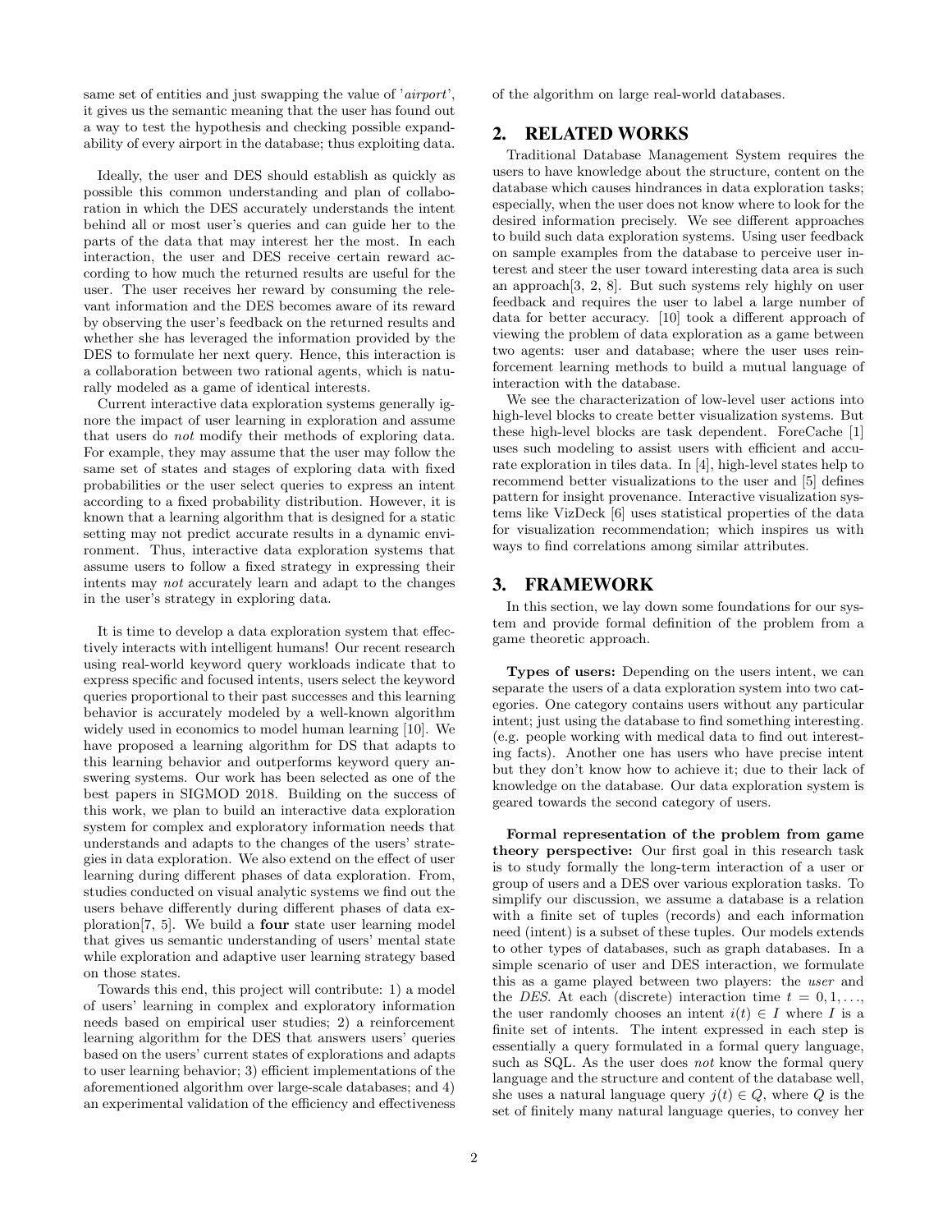same set of entities and just swapping the value of '*airport*', it gives us the semantic meaning that the user has found out a way to test the hypothesis and checking possible expandability of every airport in the database; thus exploiting data.

Ideally, the user and DES should establish as quickly as possible this common understanding and plan of collaboration in which the DES accurately understands the intent behind all or most user's queries and can guide her to the parts of the data that may interest her the most. In each interaction, the user and DES receive certain reward according to how much the returned results are useful for the user. The user receives her reward by consuming the relevant information and the DES becomes aware of its reward by observing the user's feedback on the returned results and whether she has leveraged the information provided by the DES to formulate her next query. Hence, this interaction is a collaboration between two rational agents, which is naturally modeled as a game of identical interests.

Current interactive data exploration systems generally ignore the impact of user learning in exploration and assume that users do *not* modify their methods of exploring data. For example, they may assume that the user may follow the same set of states and stages of exploring data with fixed probabilities or the user select queries to express an intent according to a fixed probability distribution. However, it is known that a learning algorithm that is designed for a static setting may not predict accurate results in a dynamic environment. Thus, interactive data exploration systems that assume users to follow a fixed strategy in expressing their intents may *not* accurately learn and adapt to the changes in the user's strategy in exploring data.

It is time to develop a data exploration system that effectively interacts with intelligent humans! Our recent research using real-world keyword query workloads indicate that to express specific and focused intents, users select the keyword queries proportional to their past successes and this learning behavior is accurately modeled by a well-known algorithm widely used in economics to model human learning [10]. We have proposed a learning algorithm for DS that adapts to this learning behavior and outperforms keyword query answering systems. Our work has been selected as one of the best papers in SIGMOD 2018. Building on the success of this work, we plan to build an interactive data exploration system for complex and exploratory information needs that understands and adapts to the changes of the users' strategies in data exploration. We also extend on the effect of user learning during different phases of data exploration. From, studies conducted on visual analytic systems we find out the users behave differently during different phases of data exploration[7, 5]. We build a **four** state user learning model that gives us semantic understanding of users' mental state while exploration and adaptive user learning strategy based on those states.

Towards this end, this project will contribute: 1) a model of users' learning in complex and exploratory information needs based on empirical user studies; 2) a reinforcement learning algorithm for the DES that answers users' queries based on the users' current states of explorations and adapts to user learning behavior; 3) efficient implementations of the aforementioned algorithm over large-scale databases; and 4) an experimental validation of the efficiency and effectiveness of the algorithm on large real-world databases.

## 2. RELATED WORKS

Traditional Database Management System requires the users to have knowledge about the structure, content on the database which causes hindrances in data exploration tasks; especially, when the user does not know where to look for the desired information precisely. We see different approaches to build such data exploration systems. Using user feedback on sample examples from the database to perceive user interest and steer the user toward interesting data area is such an approach[3, 2, 8]. But such systems rely highly on user feedback and requires the user to label a large number of data for better accuracy. [10] took a different approach of viewing the problem of data exploration as a game between two agents: user and database; where the user uses reinforcement learning methods to build a mutual language of interaction with the database.

We see the characterization of low-level user actions into high-level blocks to create better visualization systems. But these high-level blocks are task dependent. ForeCache [1] uses such modeling to assist users with efficient and accurate exploration in tiles data. In [4], high-level states help to recommend better visualizations to the user and [5] defines pattern for insight provenance. Interactive visualization systems like VizDeck [6] uses statistical properties of the data for visualization recommendation; which inspires us with ways to find correlations among similar attributes.

## 3. FRAMEWORK

In this section, we lay down some foundations for our system and provide formal definition of the problem from a game theoretic approach.

**Types of users:** Depending on the users intent, we can separate the users of a data exploration system into two categories. One category contains users without any particular intent; just using the database to find something interesting. (e.g. people working with medical data to find out interesting facts). Another one has users who have precise intent but they don't know how to achieve it; due to their lack of knowledge on the database. Our data exploration system is geared towards the second category of users.

**Formal representation of the problem from game theory perspective:** Our first goal in this research task is to study formally the long-term interaction of a user or group of users and a DES over various exploration tasks. To simplify our discussion, we assume a database is a relation with a finite set of tuples (records) and each information need (intent) is a subset of these tuples. Our models extends to other types of databases, such as graph databases. In a simple scenario of user and DES interaction, we formulate this as a game played between two players: the *user* and the *DES*. At each (discrete) interaction time $t = 0, 1, \ldots,$ the user randomly chooses an intent $i(t) \in I$ where $I$ is a finite set of intents. The intent expressed in each step is essentially a query formulated in a formal query language, such as SQL. As the user does *not* know the formal query language and the structure and content of the database well, she uses a natural language query $j(t) \in Q$, where $Q$ is the set of finitely many natural language queries, to convey her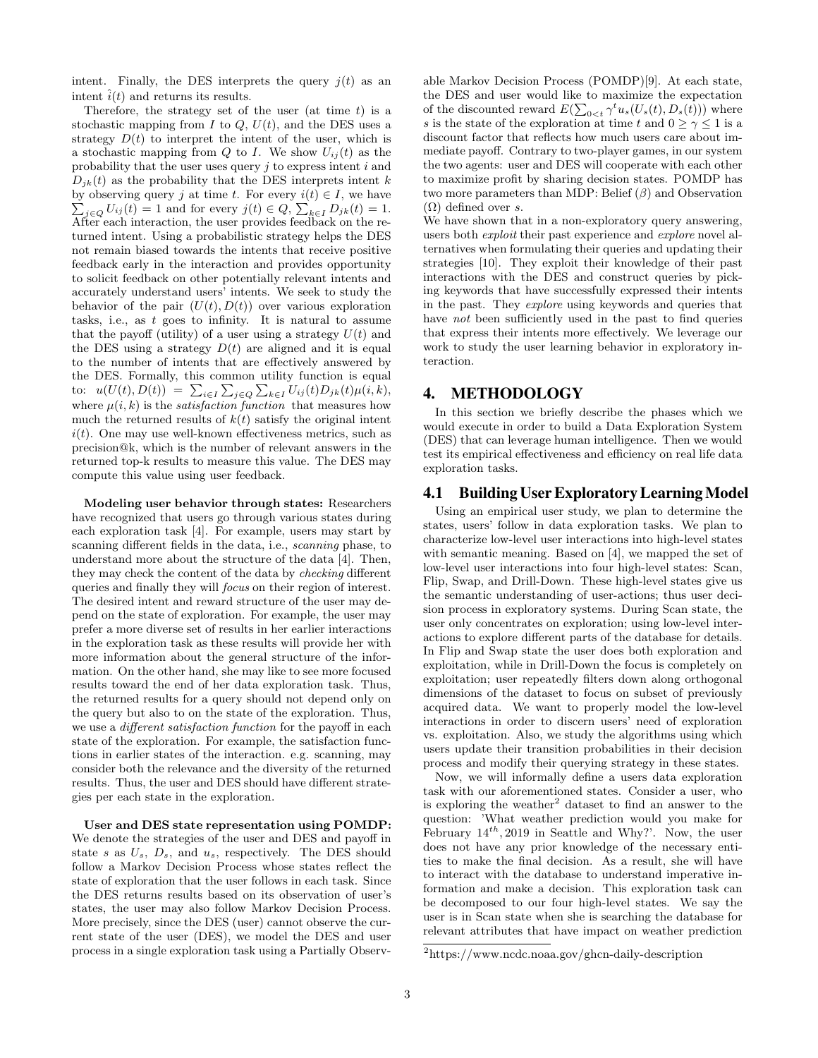intent. Finally, the DES interprets the query $j(t)$ as an intent $\hat{i}(t)$ and returns its results.

Therefore, the strategy set of the user (at time $t$) is a stochastic mapping from $I$ to $Q$, $U(t)$, and the DES uses a strategy $D(t)$ to interpret the intent of the user, which is a stochastic mapping from $Q$ to $I$. We show $U_{ij}(t)$ as the probability that the user uses query $j$ to express intent $i$ and $D_{jk}(t)$ as the probability that the DES interprets intent $k$ by observing query $j$ at time $t$. For every $i(t) \in I$, we have $\sum_{j \in Q} U_{ij}(t) = 1$ and for every $j(t) \in Q$, $\sum_{k \in I} D_{jk}(t) = 1$. After each interaction, the user provides feedback on the returned intent. Using a probabilistic strategy helps the DES not remain biased towards the intents that receive positive feedback early in the interaction and provides opportunity to solicit feedback on other potentially relevant intents and accurately understand users' intents. We seek to study the behavior of the pair $(U(t), D(t))$ over various exploration tasks, i.e., as $t$ goes to infinity. It is natural to assume that the payoff (utility) of a user using a strategy $U(t)$ and the DES using a strategy $D(t)$ are aligned and it is equal to the number of intents that are effectively answered by the DES. Formally, this common utility function is equal to: $u(U(t), D(t)) = \sum_{i \in I} \sum_{j \in Q} \sum_{k \in I} U_{ij}(t) D_{jk}(t) \mu(i, k)$, where $\mu(i, k)$ is the *satisfaction function* that measures how much the returned results of $k(t)$ satisfy the original intent $i(t)$. One may use well-known effectiveness metrics, such as precision@k, which is the number of relevant answers in the returned top-k results to measure this value. The DES may compute this value using user feedback.

**Modeling user behavior through states:** Researchers have recognized that users go through various states during each exploration task [4]. For example, users may start by scanning different fields in the data, i.e., *scanning* phase, to understand more about the structure of the data [4]. Then, they may check the content of the data by *checking* different queries and finally they will *focus* on their region of interest. The desired intent and reward structure of the user may depend on the state of exploration. For example, the user may prefer a more diverse set of results in her earlier interactions in the exploration task as these results will provide her with more information about the general structure of the information. On the other hand, she may like to see more focused results toward the end of her data exploration task. Thus, the returned results for a query should not depend only on the query but also to on the state of the exploration. Thus, we use a *different satisfaction function* for the payoff in each state of the exploration. For example, the satisfaction functions in earlier states of the interaction. e.g. scanning, may consider both the relevance and the diversity of the returned results. Thus, the user and DES should have different strategies per each state in the exploration.

**User and DES state representation using POMDP:** We denote the strategies of the user and DES and payoff in state $s$ as $U_s$, $D_s$, and $u_s$, respectively. The DES should follow a Markov Decision Process whose states reflect the state of exploration that the user follows in each task. Since the DES returns results based on its observation of user's states, the user may also follow Markov Decision Process. More precisely, since the DES (user) cannot observe the current state of the user (DES), we model the DES and user process in a single exploration task using a Partially Observable Markov Decision Process (POMDP)[9]. At each state, the DES and user would like to maximize the expectation of the discounted reward $E(\sum_{0<t} \gamma^t u_s(U_s(t), D_s(t)))$ where $s$ is the state of the exploration at time $t$ and $0 \geq \gamma \leq 1$ is a discount factor that reflects how much users care about immediate payoff. Contrary to two-player games, in our system the two agents: user and DES will cooperate with each other to maximize profit by sharing decision states. POMDP has two more parameters than MDP: Belief ($\beta$) and Observation ($\Omega$) defined over $s$.

We have shown that in a non-exploratory query answering, users both *exploit* their past experience and *explore* novel alternatives when formulating their queries and updating their strategies [10]. They exploit their knowledge of their past interactions with the DES and construct queries by picking keywords that have successfully expressed their intents in the past. They *explore* using keywords and queries that have *not* been sufficiently used in the past to find queries that express their intents more effectively. We leverage our work to study the user learning behavior in exploratory interaction.

## 4. METHODOLOGY

In this section we briefly describe the phases which we would execute in order to build a Data Exploration System (DES) that can leverage human intelligence. Then we would test its empirical effectiveness and efficiency on real life data exploration tasks.

### 4.1 Building User Exploratory Learning Model

Using an empirical user study, we plan to determine the states, users' follow in data exploration tasks. We plan to characterize low-level user interactions into high-level states with semantic meaning. Based on [4], we mapped the set of low-level user interactions into four high-level states: Scan, Flip, Swap, and Drill-Down. These high-level states give us the semantic understanding of user-actions; thus user decision process in exploratory systems. During Scan state, the user only concentrates on exploration; using low-level interactions to explore different parts of the database for details. In Flip and Swap state the user does both exploration and exploitation, while in Drill-Down the focus is completely on exploitation; user repeatedly filters down along orthogonal dimensions of the dataset to focus on subset of previously acquired data. We want to properly model the low-level interactions in order to discern users' need of exploration vs. exploitation. Also, we study the algorithms using which users update their transition probabilities in their decision process and modify their querying strategy in these states.

Now, we will informally define a users data exploration task with our aforementioned states. Consider a user, who is exploring the weather[2] dataset to find an answer to the question: 'What weather prediction would you make for February $14^{th}$, 2019 in Seattle and Why?'. Now, the user does not have any prior knowledge of the necessary entities to make the final decision. As a result, she will have to interact with the database to understand imperative information and make a decision. This exploration task can be decomposed to our four high-level states. We say the user is in Scan state when she is searching the database for relevant attributes that have impact on weather prediction

[2] https://www.ncdc.noaa.gov/ghcn-daily-description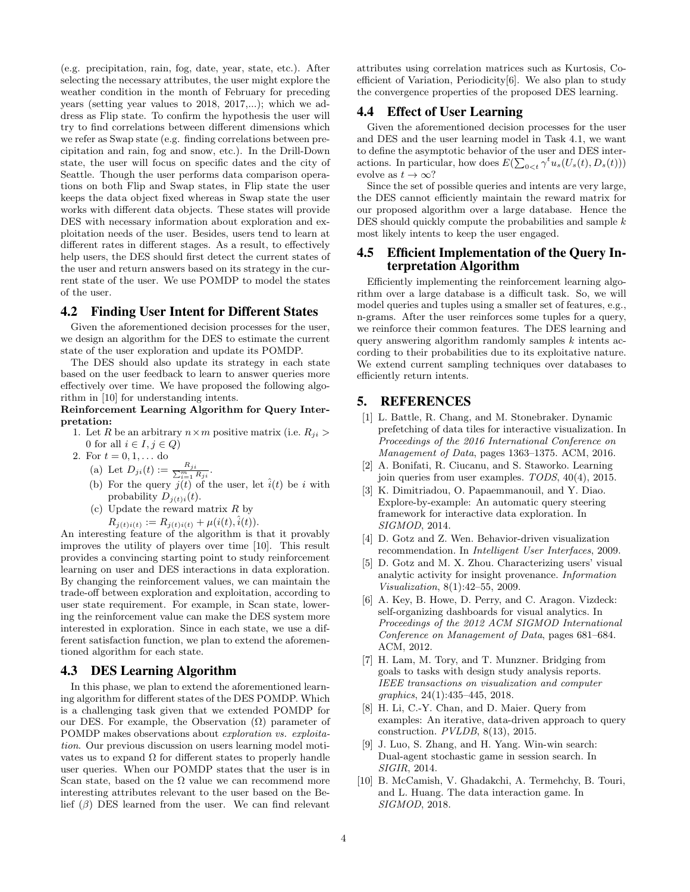(e.g. precipitation, rain, fog, date, year, state, etc.). After selecting the necessary attributes, the user might explore the weather condition in the month of February for preceding years (setting year values to 2018, 2017,...); which we address as Flip state. To confirm the hypothesis the user will try to find correlations between different dimensions which we refer as Swap state (e.g. finding correlations between precipitation and rain, fog and snow, etc.). In the Drill-Down state, the user will focus on specific dates and the city of Seattle. Though the user performs data comparison operations on both Flip and Swap states, in Flip state the user keeps the data object fixed whereas in Swap state the user works with different data objects. These states will provide DES with necessary information about exploration and exploitation needs of the user. Besides, users tend to learn at different rates in different stages. As a result, to effectively help users, the DES should first detect the current states of the user and return answers based on its strategy in the current state of the user. We use POMDP to model the states of the user.

## 4.2 Finding User Intent for Different States

Given the aforementioned decision processes for the user, we design an algorithm for the DES to estimate the current state of the user exploration and update its POMDP.

The DES should also update its strategy in each state based on the user feedback to learn to answer queries more effectively over time. We have proposed the following algorithm in [10] for understanding intents.

**Reinforcement Learning Algorithm for Query Interpretation:**

1. Let $R$ be an arbitrary $n \times m$ positive matrix (i.e. $R_{ji} > 0$ for all $i \in I, j \in Q$)
2. For $t = 0, 1, \ldots$ do
   (a) Let $D_{ji}(t) := \frac{R_{ji}}{\sum_{i=1}^{m} R_{ji}}$.
   (b) For the query $j(t)$ of the user, let $\hat{i}(t)$ be $i$ with probability $D_{j(t)i}(t)$.
   (c) Update the reward matrix $R$ by
   $R_{j(t)i(t)} := R_{j(t)i(t)} + \mu(i(t), \hat{i}(t))$.

An interesting feature of the algorithm is that it provably improves the utility of players over time [10]. This result provides a convincing starting point to study reinforcement learning on user and DES interactions in data exploration. By changing the reinforcement values, we can maintain the trade-off between exploration and exploitation, according to user state requirement. For example, in Scan state, lowering the reinforcement value can make the DES system more interested in exploration. Since in each state, we use a different satisfaction function, we plan to extend the aforementioned algorithm for each state.

## 4.3 DES Learning Algorithm

In this phase, we plan to extend the aforementioned learning algorithm for different states of the DES POMDP. Which is a challenging task given that we extended POMDP for our DES. For example, the Observation ($\Omega$) parameter of POMDP makes observations about *exploration vs. exploitation*. Our previous discussion on users learning model motivates us to expand $\Omega$ for different states to properly handle user queries. When our POMDP states that the user is in Scan state, based on the $\Omega$ value we can recommend more interesting attributes relevant to the user based on the Belief ($\beta$) DES learned from the user. We can find relevant attributes using correlation matrices such as Kurtosis, Coefficient of Variation, Periodicity[6]. We also plan to study the convergence properties of the proposed DES learning.

## 4.4 Effect of User Learning

Given the aforementioned decision processes for the user and DES and the user learning model in Task 4.1, we want to define the asymptotic behavior of the user and DES interactions. In particular, how does $E(\sum_{0<t} \gamma^t u_s(U_s(t), D_s(t)))$ evolve as $t \to \infty$?

Since the set of possible queries and intents are very large, the DES cannot efficiently maintain the reward matrix for our proposed algorithm over a large database. Hence the DES should quickly compute the probabilities and sample $k$ most likely intents to keep the user engaged.

## 4.5 Efficient Implementation of the Query Interpretation Algorithm

Efficiently implementing the reinforcement learning algorithm over a large database is a difficult task. So, we will model queries and tuples using a smaller set of features, e.g., n-grams. After the user reinforces some tuples for a query, we reinforce their common features. The DES learning and query answering algorithm randomly samples $k$ intents according to their probabilities due to its exploitative nature. We extend current sampling techniques over databases to efficiently return intents.

# 5. REFERENCES

[1] L. Battle, R. Chang, and M. Stonebraker. Dynamic prefetching of data tiles for interactive visualization. In *Proceedings of the 2016 International Conference on Management of Data*, pages 1363–1375. ACM, 2016.

[2] A. Bonifati, R. Ciucanu, and S. Staworko. Learning join queries from user examples. *TODS*, 40(4), 2015.

[3] K. Dimitriadou, O. Papaemmanouil, and Y. Diao. Explore-by-example: An automatic query steering framework for interactive data exploration. In *SIGMOD*, 2014.

[4] D. Gotz and Z. Wen. Behavior-driven visualization recommendation. In *Intelligent User Interfaces*, 2009.

[5] D. Gotz and M. X. Zhou. Characterizing users' visual analytic activity for insight provenance. *Information Visualization*, 8(1):42–55, 2009.

[6] A. Key, B. Howe, D. Perry, and C. Aragon. Vizdeck: self-organizing dashboards for visual analytics. In *Proceedings of the 2012 ACM SIGMOD International Conference on Management of Data*, pages 681–684. ACM, 2012.

[7] H. Lam, M. Tory, and T. Munzner. Bridging from goals to tasks with design study analysis reports. *IEEE transactions on visualization and computer graphics*, 24(1):435–445, 2018.

[8] H. Li, C.-Y. Chan, and D. Maier. Query from examples: An iterative, data-driven approach to query construction. *PVLDB*, 8(13), 2015.

[9] J. Luo, S. Zhang, and H. Yang. Win-win search: Dual-agent stochastic game in session search. In *SIGIR*, 2014.

[10] B. McCamish, V. Ghadakchi, A. Termehchy, B. Touri, and L. Huang. The data interaction game. In *SIGMOD*, 2018.